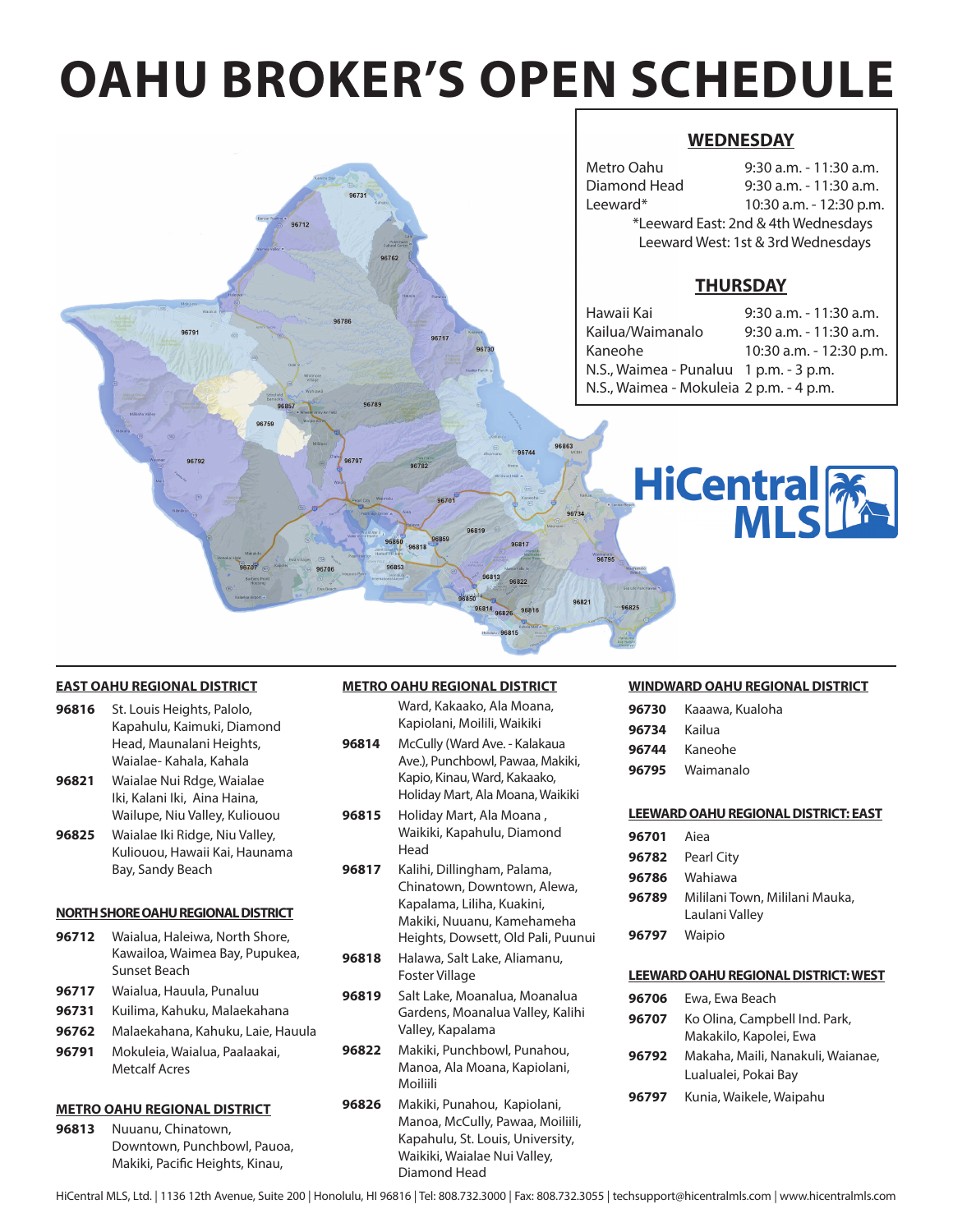# OAHU BROKER'S OPEN SCHEDULE

## WEDNESDAY

| | |
|---|---|
| Metro Oahu | 9:30 a.m. - 11:30 a.m. |
| Diamond Head | 9:30 a.m. - 11:30 a.m. |
| Leeward* | 10:30 a.m. - 12:30 p.m. |

*Leeward East: 2nd & 4th Wednesdays
Leeward West: 1st & 3rd Wednesdays

## THURSDAY

| | |
|---|---|
| Hawaii Kai | 9:30 a.m. - 11:30 a.m. |
| Kailua/Waimanalo | 9:30 a.m. - 11:30 a.m. |
| Kaneohe | 10:30 a.m. - 12:30 p.m. |
| N.S., Waimea - Punaluu | 1 p.m. - 3 p.m. |
| N.S., Waimea - Mokuleia | 2 p.m. - 4 p.m. |

HiCentral MLS

### EAST OAHU REGIONAL DISTRICT

**96816** St. Louis Heights, Palolo, Kapahulu, Kaimuki, Diamond Head, Maunalani Heights, Waialae- Kahala, Kahala

**96821** Waialae Nui Rdge, Waialae Iki, Kalani Iki, Aina Haina, Wailupe, Niu Valley, Kuliouou

**96825** Waialae Iki Ridge, Niu Valley, Kuliouou, Hawaii Kai, Haunama Bay, Sandy Beach

### NORTH SHORE OAHU REGIONAL DISTRICT

**96712** Waialua, Haleiwa, North Shore, Kawailoa, Waimea Bay, Pupukea, Sunset Beach

**96717** Waialua, Hauula, Punaluu

**96731** Kuilima, Kahuku, Malaekahana

**96762** Malaekahana, Kahuku, Laie, Hauula

**96791** Mokuleia, Waialua, Paalaakai, Metcalf Acres

### METRO OAHU REGIONAL DISTRICT

**96813** Nuuanu, Chinatown, Downtown, Punchbowl, Pauoa, Makiki, Pacific Heights, Kinau, Ward, Kakaako, Ala Moana, Kapiolani, Moilili, Waikiki

**96814** McCully (Ward Ave. - Kalakaua Ave.), Punchbowl, Pawaa, Makiki, Kapio, Kinau, Ward, Kakaako, Holiday Mart, Ala Moana, Waikiki

**96815** Holiday Mart, Ala Moana , Waikiki, Kapahulu, Diamond Head

**96817** Kalihi, Dillingham, Palama, Chinatown, Downtown, Alewa, Kapalama, Liliha, Kuakini, Makiki, Nuuanu, Kamehameha Heights, Dowsett, Old Pali, Puunui

**96818** Halawa, Salt Lake, Aliamanu, Foster Village

**96819** Salt Lake, Moanalua, Moanalua Gardens, Moanalua Valley, Kalihi Valley, Kapalama

**96822** Makiki, Punchbowl, Punahou, Manoa, Ala Moana, Kapiolani, Moiliili

**96826** Makiki, Punahou, Kapiolani, Manoa, McCully, Pawaa, Moiliili, Kapahulu, St. Louis, University, Waikiki, Waialae Nui Valley, Diamond Head

### WINDWARD OAHU REGIONAL DISTRICT

**96730** Kaaawa, Kualoha

**96734** Kailua

**96744** Kaneohe

**96795** Waimanalo

### LEEWARD OAHU REGIONAL DISTRICT: EAST

**96701** Aiea

**96782** Pearl City

**96786** Wahiawa

**96789** Mililani Town, Mililani Mauka, Laulani Valley

**96797** Waipio

### LEEWARD OAHU REGIONAL DISTRICT: WEST

**96706** Ewa, Ewa Beach

**96707** Ko Olina, Campbell Ind. Park, Makakilo, Kapolei, Ewa

**96792** Makaha, Maili, Nanakuli, Waianae, Lualualei, Pokai Bay

**96797** Kunia, Waikele, Waipahu

HiCentral MLS, Ltd. | 1136 12th Avenue, Suite 200 | Honolulu, HI 96816 | Tel: 808.732.3000 | Fax: 808.732.3055 | techsupport@hicentralmls.com | www.hicentralmls.com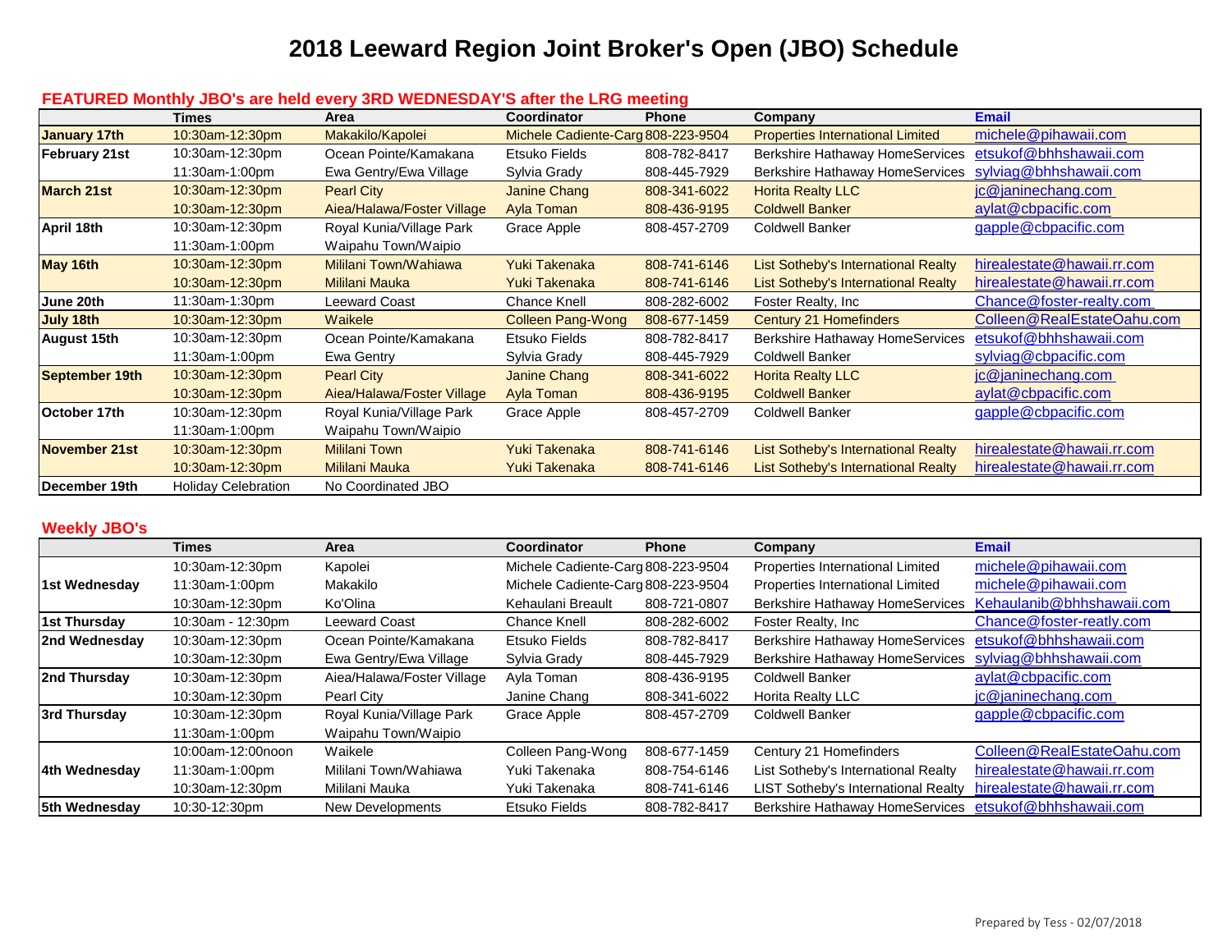# 2018 Leeward Region Joint Broker's Open (JBO) Schedule

## FEATURED Monthly JBO's are held every 3RD WEDNESDAY'S after the LRG meeting

| | Times | Area | Coordinator | Phone | Company | Email |
|---|---|---|---|---|---|---|
| **January 17th** | 10:30am-12:30pm | Makakilo/Kapolei | Michele Cadiente-Carg | 808-223-9504 | Properties International Limited | michele@pihawaii.com |
| **February 21st** | 10:30am-12:30pm | Ocean Pointe/Kamakana | Etsuko Fields | 808-782-8417 | Berkshire Hathaway HomeServices | etsukof@bhhshawaii.com |
| | 11:30am-1:00pm | Ewa Gentry/Ewa Village | Sylvia Grady | 808-445-7929 | Berkshire Hathaway HomeServices | sylviag@bhhshawaii.com |
| **March 21st** | 10:30am-12:30pm | Pearl City | Janine Chang | 808-341-6022 | Horita Realty LLC | jc@janinechang.com |
| | 10:30am-12:30pm | Aiea/Halawa/Foster Village | Ayla Toman | 808-436-9195 | Coldwell Banker | aylat@cbpacific.com |
| **April 18th** | 10:30am-12:30pm | Royal Kunia/Village Park | Grace Apple | 808-457-2709 | Coldwell Banker | gapple@cbpacific.com |
| | 11:30am-1:00pm | Waipahu Town/Waipio | | | | |
| **May 16th** | 10:30am-12:30pm | Mililani Town/Wahiawa | Yuki Takenaka | 808-741-6146 | List Sotheby's International Realty | hirealestate@hawaii.rr.com |
| | 10:30am-12:30pm | Mililani Mauka | Yuki Takenaka | 808-741-6146 | List Sotheby's International Realty | hirealestate@hawaii.rr.com |
| **June 20th** | 11:30am-1:30pm | Leeward Coast | Chance Knell | 808-282-6002 | Foster Realty, Inc | Chance@foster-realty.com |
| **July 18th** | 10:30am-12:30pm | Waikele | Colleen Pang-Wong | 808-677-1459 | Century 21 Homefinders | Colleen@RealEstateOahu.com |
| **August 15th** | 10:30am-12:30pm | Ocean Pointe/Kamakana | Etsuko Fields | 808-782-8417 | Berkshire Hathaway HomeServices | etsukof@bhhshawaii.com |
| | 11:30am-1:00pm | Ewa Gentry | Sylvia Grady | 808-445-7929 | Coldwell Banker | sylviag@cbpacific.com |
| **September 19th** | 10:30am-12:30pm | Pearl City | Janine Chang | 808-341-6022 | Horita Realty LLC | jc@janinechang.com |
| | 10:30am-12:30pm | Aiea/Halawa/Foster Village | Ayla Toman | 808-436-9195 | Coldwell Banker | aylat@cbpacific.com |
| **October 17th** | 10:30am-12:30pm | Royal Kunia/Village Park | Grace Apple | 808-457-2709 | Coldwell Banker | gapple@cbpacific.com |
| | 11:30am-1:00pm | Waipahu Town/Waipio | | | | |
| **November 21st** | 10:30am-12:30pm | Mililani Town | Yuki Takenaka | 808-741-6146 | List Sotheby's International Realty | hirealestate@hawaii.rr.com |
| | 10:30am-12:30pm | Mililani Mauka | Yuki Takenaka | 808-741-6146 | List Sotheby's International Realty | hirealestate@hawaii.rr.com |
| **December 19th** | Holiday Celebration | No Coordinated JBO | | | | |

## Weekly JBO's

| | Times | Area | Coordinator | Phone | Company | Email |
|---|---|---|---|---|---|---|
| | 10:30am-12:30pm | Kapolei | Michele Cadiente-Carg | 808-223-9504 | Properties International Limited | michele@pihawaii.com |
| **1st Wednesday** | 11:30am-1:00pm | Makakilo | Michele Cadiente-Carg | 808-223-9504 | Properties International Limited | michele@pihawaii.com |
| | 10:30am-12:30pm | Ko'Olina | Kehaulani Breault | 808-721-0807 | Berkshire Hathaway HomeServices | Kehaulanib@bhhshawaii.com |
| **1st Thursday** | 10:30am - 12:30pm | Leeward Coast | Chance Knell | 808-282-6002 | Foster Realty, Inc | Chance@foster-reatly.com |
| **2nd Wednesday** | 10:30am-12:30pm | Ocean Pointe/Kamakana | Etsuko Fields | 808-782-8417 | Berkshire Hathaway HomeServices | etsukof@bhhshawaii.com |
| | 10:30am-12:30pm | Ewa Gentry/Ewa Village | Sylvia Grady | 808-445-7929 | Berkshire Hathaway HomeServices | sylviag@bhhshawaii.com |
| **2nd Thursday** | 10:30am-12:30pm | Aiea/Halawa/Foster Village | Ayla Toman | 808-436-9195 | Coldwell Banker | aylat@cbpacific.com |
| | 10:30am-12:30pm | Pearl City | Janine Chang | 808-341-6022 | Horita Realty LLC | jc@janinechang.com |
| **3rd Thursday** | 10:30am-12:30pm | Royal Kunia/Village Park | Grace Apple | 808-457-2709 | Coldwell Banker | gapple@cbpacific.com |
| | 11:30am-1:00pm | Waipahu Town/Waipio | | | | |
| | 10:00am-12:00noon | Waikele | Colleen Pang-Wong | 808-677-1459 | Century 21 Homefinders | Colleen@RealEstateOahu.com |
| **4th Wednesday** | 11:30am-1:00pm | Mililani Town/Wahiawa | Yuki Takenaka | 808-754-6146 | List Sotheby's International Realty | hirealestate@hawaii.rr.com |
| | 10:30am-12:30pm | Mililani Mauka | Yuki Takenaka | 808-741-6146 | LIST Sotheby's International Realty | hirealestate@hawaii.rr.com |
| **5th Wednesday** | 10:30-12:30pm | New Developments | Etsuko Fields | 808-782-8417 | Berkshire Hathaway HomeServices | etsukof@bhhshawaii.com |

Prepared by Tess - 02/07/2018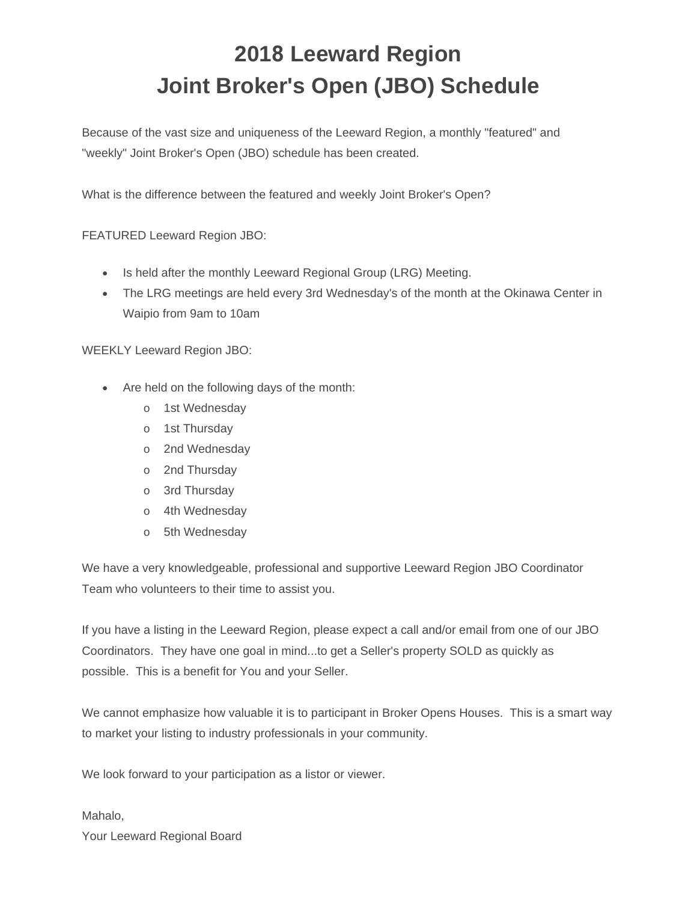# 2018 Leeward Region
# Joint Broker's Open (JBO) Schedule

Because of the vast size and uniqueness of the Leeward Region, a monthly "featured" and "weekly" Joint Broker's Open (JBO) schedule has been created.

What is the difference between the featured and weekly Joint Broker's Open?

FEATURED Leeward Region JBO:

- Is held after the monthly Leeward Regional Group (LRG) Meeting.
- The LRG meetings are held every 3rd Wednesday's of the month at the Okinawa Center in Waipio from 9am to 10am

WEEKLY Leeward Region JBO:

- Are held on the following days of the month:
  - 1st Wednesday
  - 1st Thursday
  - 2nd Wednesday
  - 2nd Thursday
  - 3rd Thursday
  - 4th Wednesday
  - 5th Wednesday

We have a very knowledgeable, professional and supportive Leeward Region JBO Coordinator Team who volunteers to their time to assist you.

If you have a listing in the Leeward Region, please expect a call and/or email from one of our JBO Coordinators. They have one goal in mind...to get a Seller's property SOLD as quickly as possible. This is a benefit for You and your Seller.

We cannot emphasize how valuable it is to participant in Broker Opens Houses. This is a smart way to market your listing to industry professionals in your community.

We look forward to your participation as a listor or viewer.

Mahalo,
Your Leeward Regional Board